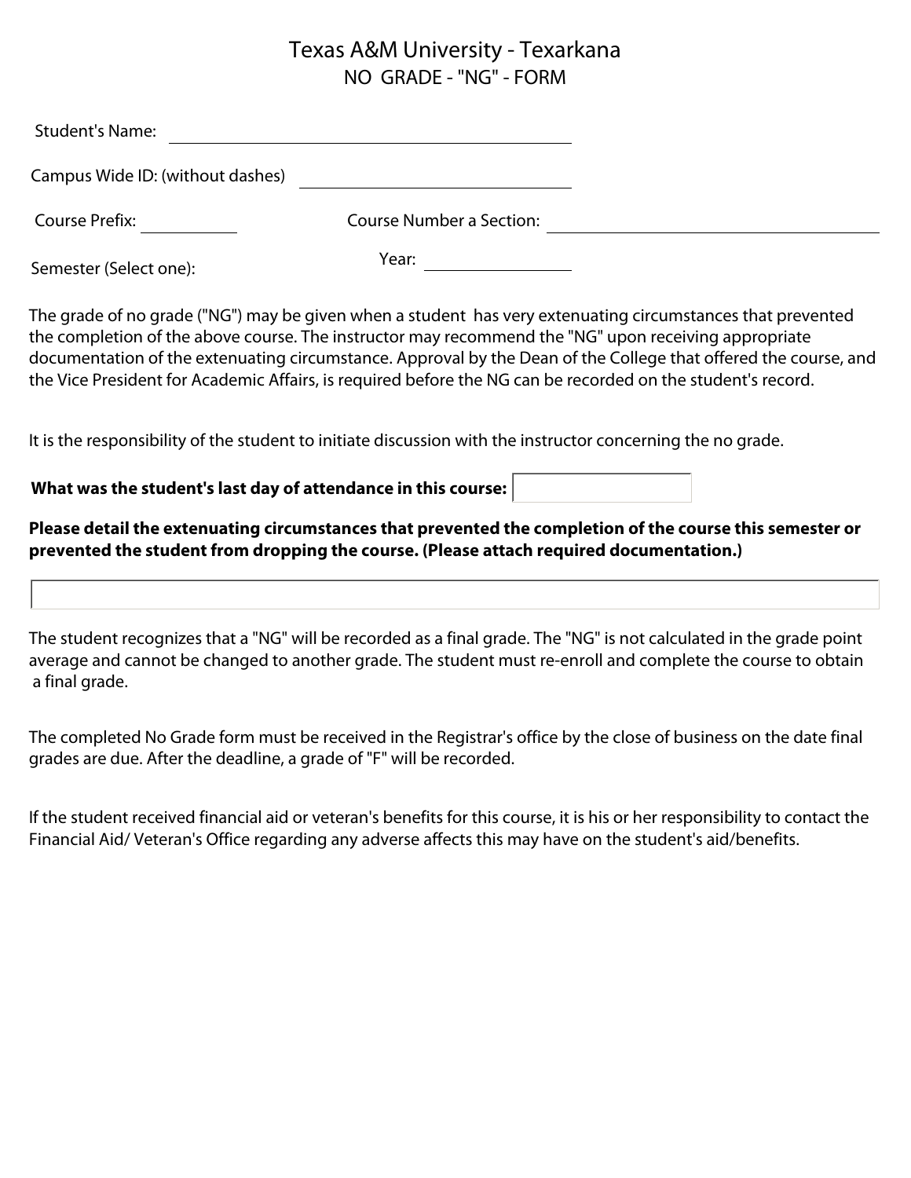# Texas A&M University - Texarkana

## NO GRADE - "NG" - FORM

Student's Name: ____________________

Campus Wide ID: (without dashes) ____________________

Course Prefix: __________ Course Number a Section: ____________________

Semester (Select one): Year: __________

The grade of no grade ("NG") may be given when a student has very extenuating circumstances that prevented the completion of the above course. The instructor may recommend the "NG" upon receiving appropriate documentation of the extenuating circumstance. Approval by the Dean of the College that offered the course, and the Vice President for Academic Affairs, is required before the NG can be recorded on the student's record.

It is the responsibility of the student to initiate discussion with the instructor concerning the no grade.

**What was the student's last day of attendance in this course:** __________

**Please detail the extenuating circumstances that prevented the completion of the course this semester or prevented the student from dropping the course. (Please attach required documentation.)**

____________________

The student recognizes that a "NG" will be recorded as a final grade. The "NG" is not calculated in the grade point average and cannot be changed to another grade. The student must re-enroll and complete the course to obtain a final grade.

The completed No Grade form must be received in the Registrar's office by the close of business on the date final grades are due. After the deadline, a grade of "F" will be recorded.

If the student received financial aid or veteran's benefits for this course, it is his or her responsibility to contact the Financial Aid/ Veteran's Office regarding any adverse affects this may have on the student's aid/benefits.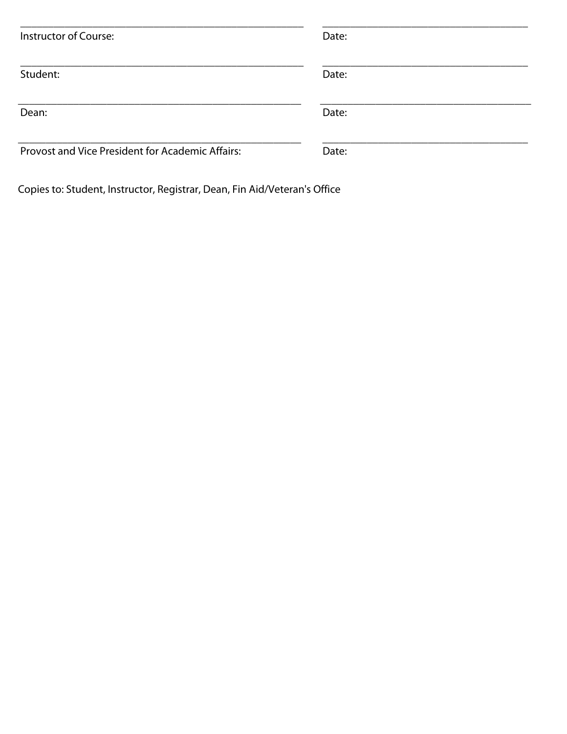_______________________________________________ _______________________________

Instructor of Course: Date:

_______________________________________________ _______________________________

Student: Date:

_______________________________________________ _______________________________

Dean: Date:

_______________________________________________ _______________________________

Provost and Vice President for Academic Affairs: Date:

Copies to: Student, Instructor, Registrar, Dean, Fin Aid/Veteran's Office